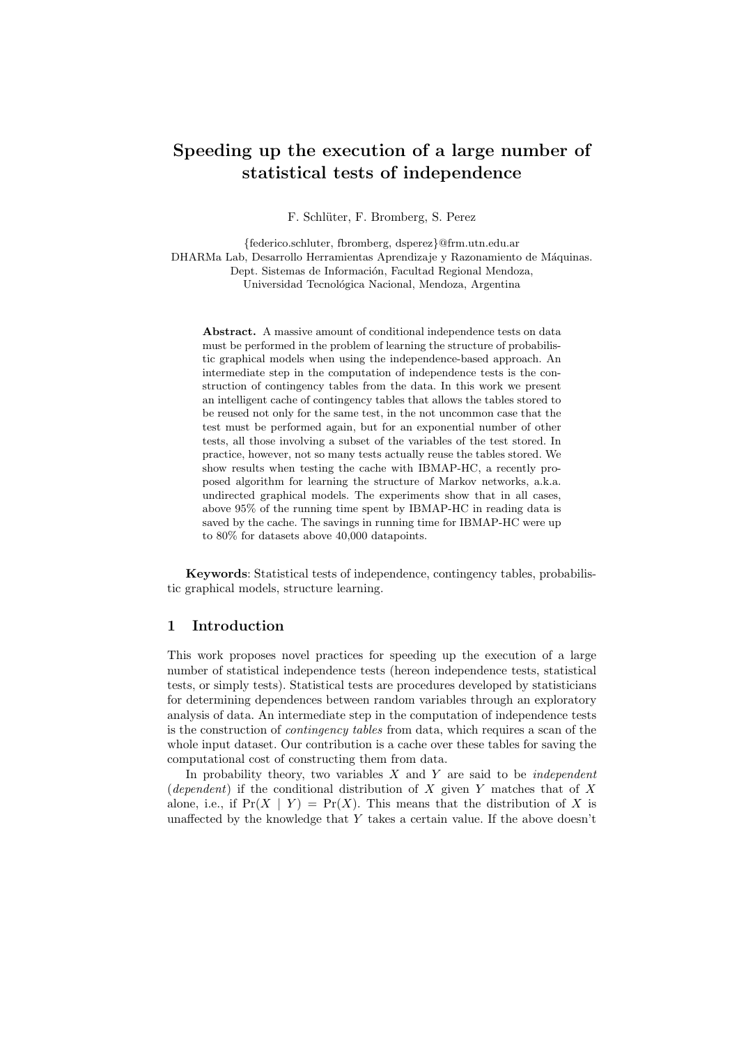# Speeding up the execution of a large number of statistical tests of independence

F. Schlüter, F. Bromberg, S. Perez

{federico.schluter, fbromberg, dsperez}@frm.utn.edu.ar
DHARMa Lab, Desarrollo Herramientas Aprendizaje y Razonamiento de Máquinas.
Dept. Sistemas de Información, Facultad Regional Mendoza,
Universidad Tecnológica Nacional, Mendoza, Argentina

**Abstract.** A massive amount of conditional independence tests on data must be performed in the problem of learning the structure of probabilistic graphical models when using the independence-based approach. An intermediate step in the computation of independence tests is the construction of contingency tables from the data. In this work we present an intelligent cache of contingency tables that allows the tables stored to be reused not only for the same test, in the not uncommon case that the test must be performed again, but for an exponential number of other tests, all those involving a subset of the variables of the test stored. In practice, however, not so many tests actually reuse the tables stored. We show results when testing the cache with IBMAP-HC, a recently proposed algorithm for learning the structure of Markov networks, a.k.a. undirected graphical models. The experiments show that in all cases, above 95% of the running time spent by IBMAP-HC in reading data is saved by the cache. The savings in running time for IBMAP-HC were up to 80% for datasets above 40,000 datapoints.

**Keywords**: Statistical tests of independence, contingency tables, probabilistic graphical models, structure learning.

## 1 Introduction

This work proposes novel practices for speeding up the execution of a large number of statistical independence tests (hereon independence tests, statistical tests, or simply tests). Statistical tests are procedures developed by statisticians for determining dependences between random variables through an exploratory analysis of data. An intermediate step in the computation of independence tests is the construction of *contingency tables* from data, which requires a scan of the whole input dataset. Our contribution is a cache over these tables for saving the computational cost of constructing them from data.

In probability theory, two variables $X$ and $Y$ are said to be *independent* (*dependent*) if the conditional distribution of $X$ given $Y$ matches that of $X$ alone, i.e., if $\Pr(X \mid Y) = \Pr(X)$. This means that the distribution of $X$ is unaffected by the knowledge that $Y$ takes a certain value. If the above doesn't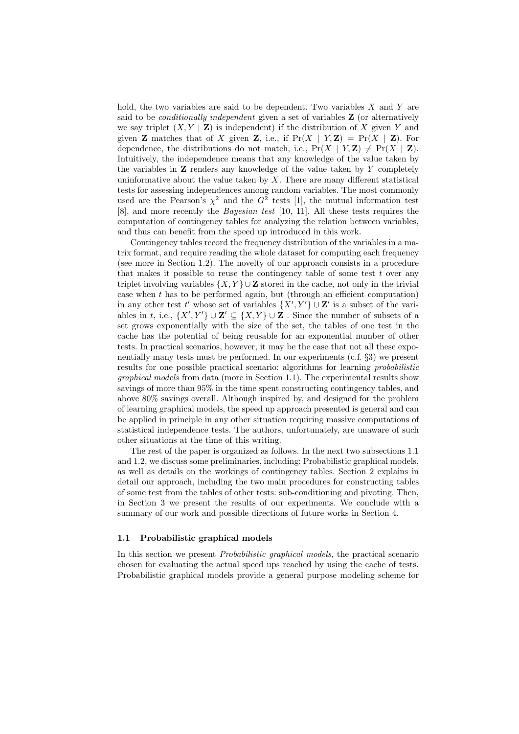hold, the two variables are said to be dependent. Two variables $X$ and $Y$ are said to be *conditionally independent* given a set of variables $\mathbf{Z}$ (or alternatively we say triplet $(X, Y \mid \mathbf{Z})$ is independent) if the distribution of $X$ given $Y$ and given $\mathbf{Z}$ matches that of $X$ given $\mathbf{Z}$, i.e., if $\Pr(X \mid Y, \mathbf{Z}) = \Pr(X \mid \mathbf{Z})$. For dependence, the distributions do not match, i.e., $\Pr(X \mid Y, \mathbf{Z}) \neq \Pr(X \mid \mathbf{Z})$. Intuitively, the independence means that any knowledge of the value taken by the variables in $\mathbf{Z}$ renders any knowledge of the value taken by $Y$ completely uninformative about the value taken by $X$. There are many different statistical tests for assessing independences among random variables. The most commonly used are the Pearson's $\chi^2$ and the $G^2$ tests [1], the mutual information test [8], and more recently the *Bayesian test* [10, 11]. All these tests requires the computation of contingency tables for analyzing the relation between variables, and thus can benefit from the speed up introduced in this work.

Contingency tables record the frequency distribution of the variables in a matrix format, and require reading the whole dataset for computing each frequency (see more in Section 1.2). The novelty of our approach consists in a procedure that makes it possible to reuse the contingency table of some test $t$ over any triplet involving variables $\{X, Y\} \cup \mathbf{Z}$ stored in the cache, not only in the trivial case when $t$ has to be performed again, but (through an efficient computation) in any other test $t'$ whose set of variables $\{X', Y'\} \cup \mathbf{Z}'$ is a subset of the variables in $t$, i.e., $\{X', Y'\} \cup \mathbf{Z}' \subseteq \{X, Y\} \cup \mathbf{Z}$ . Since the number of subsets of a set grows exponentially with the size of the set, the tables of one test in the cache has the potential of being reusable for an exponential number of other tests. In practical scenarios, however, it may be the case that not all these exponentially many tests must be performed. In our experiments (c.f. §3) we present results for one possible practical scenario: algorithms for learning *probabilistic graphical models* from data (more in Section 1.1). The experimental results show savings of more than 95% in the time spent constructing contingency tables, and above 80% savings overall. Although inspired by, and designed for the problem of learning graphical models, the speed up approach presented is general and can be applied in principle in any other situation requiring massive computations of statistical independence tests. The authors, unfortunately, are unaware of such other situations at the time of this writing.

The rest of the paper is organized as follows. In the next two subsections 1.1 and 1.2, we discuss some preliminaries, including: Probabilistic graphical models, as well as details on the workings of contingency tables. Section 2 explains in detail our approach, including the two main procedures for constructing tables of some test from the tables of other tests: sub-conditioning and pivoting. Then, in Section 3 we present the results of our experiments. We conclude with a summary of our work and possible directions of future works in Section 4.

### 1.1 Probabilistic graphical models

In this section we present *Probabilistic graphical models*, the practical scenario chosen for evaluating the actual speed ups reached by using the cache of tests. Probabilistic graphical models provide a general purpose modeling scheme for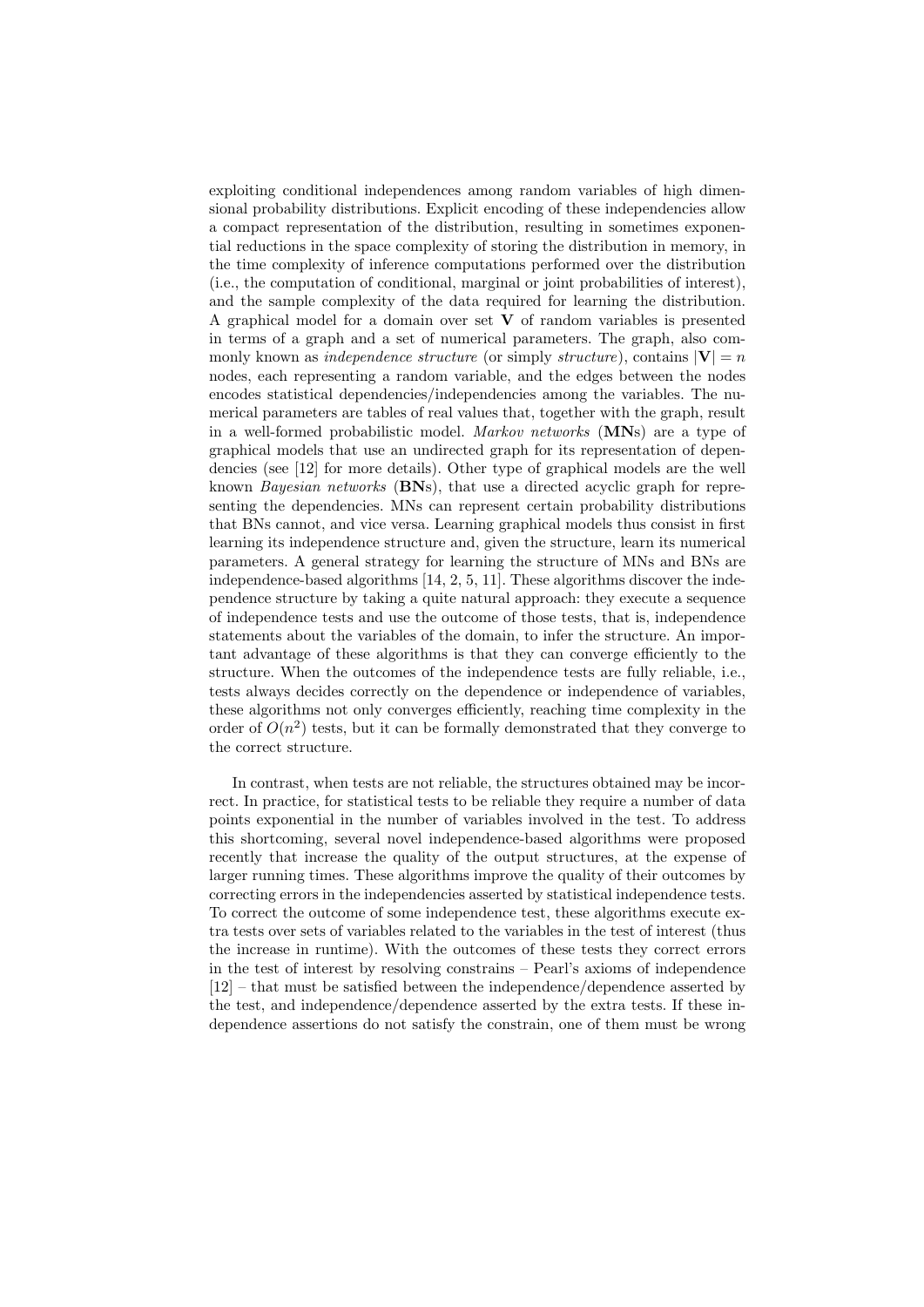exploiting conditional independences among random variables of high dimensional probability distributions. Explicit encoding of these independencies allow a compact representation of the distribution, resulting in sometimes exponential reductions in the space complexity of storing the distribution in memory, in the time complexity of inference computations performed over the distribution (i.e., the computation of conditional, marginal or joint probabilities of interest), and the sample complexity of the data required for learning the distribution. A graphical model for a domain over set $\mathbf{V}$ of random variables is presented in terms of a graph and a set of numerical parameters. The graph, also commonly known as *independence structure* (or simply *structure*), contains $|\mathbf{V}| = n$ nodes, each representing a random variable, and the edges between the nodes encodes statistical dependencies/independencies among the variables. The numerical parameters are tables of real values that, together with the graph, result in a well-formed probabilistic model. *Markov networks* (**MN**s) are a type of graphical models that use an undirected graph for its representation of dependencies (see [12] for more details). Other type of graphical models are the well known *Bayesian networks* (**BN**s), that use a directed acyclic graph for representing the dependencies. MNs can represent certain probability distributions that BNs cannot, and vice versa. Learning graphical models thus consist in first learning its independence structure and, given the structure, learn its numerical parameters. A general strategy for learning the structure of MNs and BNs are independence-based algorithms [14, 2, 5, 11]. These algorithms discover the independence structure by taking a quite natural approach: they execute a sequence of independence tests and use the outcome of those tests, that is, independence statements about the variables of the domain, to infer the structure. An important advantage of these algorithms is that they can converge efficiently to the structure. When the outcomes of the independence tests are fully reliable, i.e., tests always decides correctly on the dependence or independence of variables, these algorithms not only converges efficiently, reaching time complexity in the order of $O(n^2)$ tests, but it can be formally demonstrated that they converge to the correct structure.

In contrast, when tests are not reliable, the structures obtained may be incorrect. In practice, for statistical tests to be reliable they require a number of data points exponential in the number of variables involved in the test. To address this shortcoming, several novel independence-based algorithms were proposed recently that increase the quality of the output structures, at the expense of larger running times. These algorithms improve the quality of their outcomes by correcting errors in the independencies asserted by statistical independence tests. To correct the outcome of some independence test, these algorithms execute extra tests over sets of variables related to the variables in the test of interest (thus the increase in runtime). With the outcomes of these tests they correct errors in the test of interest by resolving constrains – Pearl's axioms of independence [12] – that must be satisfied between the independence/dependence asserted by the test, and independence/dependence asserted by the extra tests. If these independence assertions do not satisfy the constrain, one of them must be wrong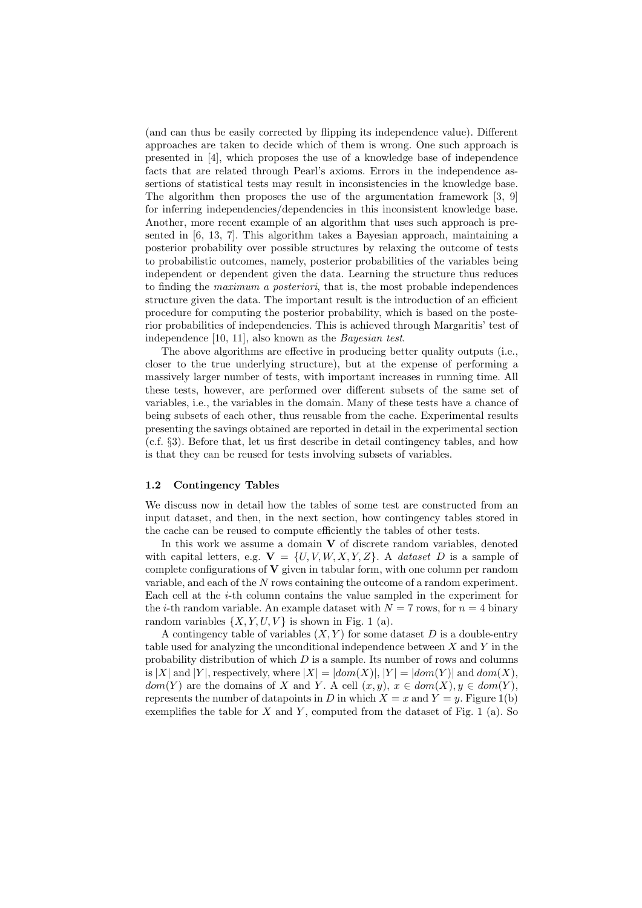(and can thus be easily corrected by flipping its independence value). Different approaches are taken to decide which of them is wrong. One such approach is presented in [4], which proposes the use of a knowledge base of independence facts that are related through Pearl's axioms. Errors in the independence assertions of statistical tests may result in inconsistencies in the knowledge base. The algorithm then proposes the use of the argumentation framework [3, 9] for inferring independencies/dependencies in this inconsistent knowledge base. Another, more recent example of an algorithm that uses such approach is presented in [6, 13, 7]. This algorithm takes a Bayesian approach, maintaining a posterior probability over possible structures by relaxing the outcome of tests to probabilistic outcomes, namely, posterior probabilities of the variables being independent or dependent given the data. Learning the structure thus reduces to finding the *maximum a posteriori*, that is, the most probable independences structure given the data. The important result is the introduction of an efficient procedure for computing the posterior probability, which is based on the posterior probabilities of independencies. This is achieved through Margaritis' test of independence [10, 11], also known as the *Bayesian test*.

The above algorithms are effective in producing better quality outputs (i.e., closer to the true underlying structure), but at the expense of performing a massively larger number of tests, with important increases in running time. All these tests, however, are performed over different subsets of the same set of variables, i.e., the variables in the domain. Many of these tests have a chance of being subsets of each other, thus reusable from the cache. Experimental results presenting the savings obtained are reported in detail in the experimental section (c.f. §3). Before that, let us first describe in detail contingency tables, and how is that they can be reused for tests involving subsets of variables.

### 1.2 Contingency Tables

We discuss now in detail how the tables of some test are constructed from an input dataset, and then, in the next section, how contingency tables stored in the cache can be reused to compute efficiently the tables of other tests.

In this work we assume a domain $\mathbf{V}$ of discrete random variables, denoted with capital letters, e.g. $\mathbf{V} = \{U, V, W, X, Y, Z\}$. A *dataset* $D$ is a sample of complete configurations of $\mathbf{V}$ given in tabular form, with one column per random variable, and each of the $N$ rows containing the outcome of a random experiment. Each cell at the $i$-th column contains the value sampled in the experiment for the $i$-th random variable. An example dataset with $N = 7$ rows, for $n = 4$ binary random variables $\{X, Y, U, V\}$ is shown in Fig. 1 (a).

A contingency table of variables $(X, Y)$ for some dataset $D$ is a double-entry table used for analyzing the unconditional independence between $X$ and $Y$ in the probability distribution of which $D$ is a sample. Its number of rows and columns is $|X|$ and $|Y|$, respectively, where $|X| = |dom(X)|$, $|Y| = |dom(Y)|$ and $dom(X)$, $dom(Y)$ are the domains of $X$ and $Y$. A cell $(x, y)$, $x \in dom(X), y \in dom(Y)$, represents the number of datapoints in $D$ in which $X = x$ and $Y = y$. Figure 1(b) exemplifies the table for $X$ and $Y$, computed from the dataset of Fig. 1 (a). So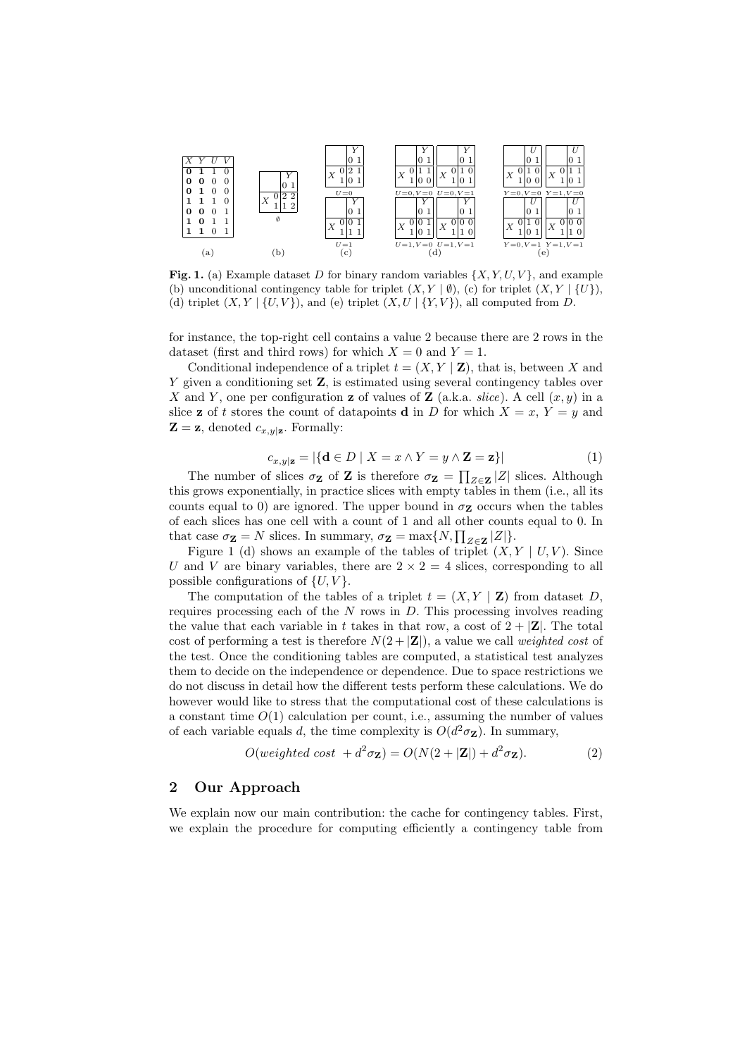| X | Y | U | V |
|---|---|---|---|
| **0** | **1** | 1 | 0 |
| **0** | **0** | 0 | 0 |
| **0** | **1** | 0 | 0 |
| **1** | **1** | 1 | 0 |
| **0** | **0** | 0 | 1 |
| **1** | **0** | 1 | 1 |
| **1** | **1** | 0 | 1 |

(a)

| X \ Y | 0 | 1 |
|---|---|---|
| 0 | 2 | 2 |
| 1 | 1 | 2 |

$\emptyset$

(b)

$U=0$:

| X \ Y | 0 | 1 |
|---|---|---|
| 0 | 2 | 1 |
| 1 | 0 | 1 |

$U=1$:

| X \ Y | 0 | 1 |
|---|---|---|
| 0 | 0 | 1 |
| 1 | 1 | 1 |

(c)

$U=0, V=0$:

| X \ Y | 0 | 1 |
|---|---|---|
| 0 | 1 | 1 |
| 1 | 0 | 0 |

$U=0, V=1$:

| X \ Y | 0 | 1 |
|---|---|---|
| 0 | 1 | 0 |
| 1 | 0 | 1 |

$U=1, V=0$:

| X \ Y | 0 | 1 |
|---|---|---|
| 0 | 0 | 1 |
| 1 | 0 | 1 |

$U=1, V=1$:

| X \ Y | 0 | 1 |
|---|---|---|
| 0 | 0 | 0 |
| 1 | 1 | 0 |

(d)

$Y=0, V=0$:

| X \ U | 0 | 1 |
|---|---|---|
| 0 | 1 | 0 |
| 1 | 0 | 0 |

$Y=1, V=0$:

| X \ U | 0 | 1 |
|---|---|---|
| 0 | 1 | 1 |
| 1 | 0 | 1 |

$Y=0, V=1$:

| X \ U | 0 | 1 |
|---|---|---|
| 0 | 1 | 0 |
| 1 | 0 | 1 |

$Y=1, V=1$:

| X \ U | 0 | 1 |
|---|---|---|
| 0 | 0 | 0 |
| 1 | 1 | 0 |

(e)

**Fig. 1.** (a) Example dataset $D$ for binary random variables $\{X, Y, U, V\}$, and example (b) unconditional contingency table for triplet $(X, Y \mid \emptyset)$, (c) for triplet $(X, Y \mid \{U\})$, (d) triplet $(X, Y \mid \{U, V\})$, and (e) triplet $(X, U \mid \{Y, V\})$, all computed from $D$.

for instance, the top-right cell contains a value 2 because there are 2 rows in the dataset (first and third rows) for which $X = 0$ and $Y = 1$.

Conditional independence of a triplet $t = (X, Y \mid \mathbf{Z})$, that is, between $X$ and $Y$ given a conditioning set $\mathbf{Z}$, is estimated using several contingency tables over $X$ and $Y$, one per configuration $\mathbf{z}$ of values of $\mathbf{Z}$ (a.k.a. *slice*). A cell $(x, y)$ in a slice $\mathbf{z}$ of $t$ stores the count of datapoints $\mathbf{d}$ in $D$ for which $X = x$, $Y = y$ and $\mathbf{Z} = \mathbf{z}$, denoted $c_{x,y|\mathbf{z}}$. Formally:

$$c_{x,y|\mathbf{z}} = |\{\mathbf{d} \in D \mid X = x \wedge Y = y \wedge \mathbf{Z} = \mathbf{z}\}| \tag{1}$$

The number of slices $\sigma_{\mathbf{Z}}$ of $\mathbf{Z}$ is therefore $\sigma_{\mathbf{Z}} = \prod_{Z \in \mathbf{Z}} |Z|$ slices. Although this grows exponentially, in practice slices with empty tables in them (i.e., all its counts equal to 0) are ignored. The upper bound in $\sigma_{\mathbf{Z}}$ occurs when the tables of each slices has one cell with a count of 1 and all other counts equal to 0. In that case $\sigma_{\mathbf{Z}} = N$ slices. In summary, $\sigma_{\mathbf{Z}} = \max\{N, \prod_{Z \in \mathbf{Z}} |Z|\}$.

Figure 1 (d) shows an example of the tables of triplet $(X, Y \mid U, V)$. Since $U$ and $V$ are binary variables, there are $2 \times 2 = 4$ slices, corresponding to all possible configurations of $\{U, V\}$.

The computation of the tables of a triplet $t = (X, Y \mid \mathbf{Z})$ from dataset $D$, requires processing each of the $N$ rows in $D$. This processing involves reading the value that each variable in $t$ takes in that row, a cost of $2 + |\mathbf{Z}|$. The total cost of performing a test is therefore $N(2 + |\mathbf{Z}|)$, a value we call *weighted cost* of the test. Once the conditioning tables are computed, a statistical test analyzes them to decide on the independence or dependence. Due to space restrictions we do not discuss in detail how the different tests perform these calculations. We do however would like to stress that the computational cost of these calculations is a constant time $O(1)$ calculation per count, i.e., assuming the number of values of each variable equals $d$, the time complexity is $O(d^2\sigma_{\mathbf{Z}})$. In summary,

$$O(\textit{weighted cost } + d^2\sigma_{\mathbf{Z}}) = O(N(2 + |\mathbf{Z}|) + d^2\sigma_{\mathbf{Z}}). \tag{2}$$

## 2 Our Approach

We explain now our main contribution: the cache for contingency tables. First, we explain the procedure for computing efficiently a contingency table from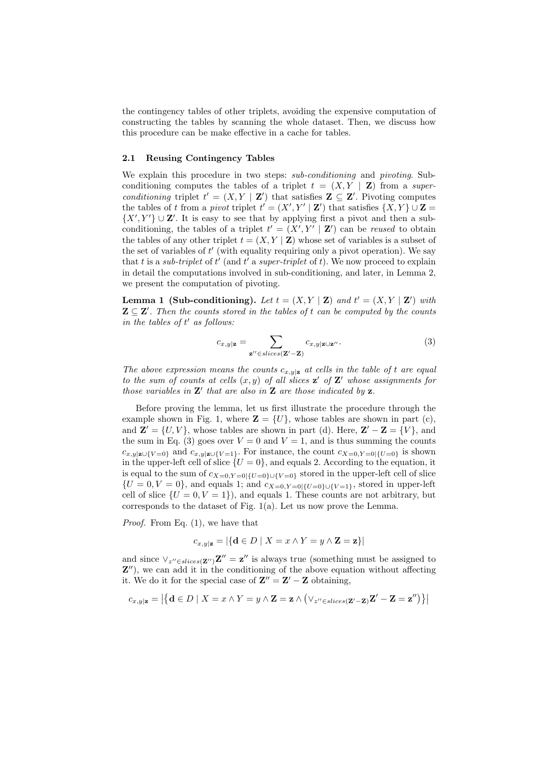the contingency tables of other triplets, avoiding the expensive computation of constructing the tables by scanning the whole dataset. Then, we discuss how this procedure can be make effective in a cache for tables.

### 2.1 Reusing Contingency Tables

We explain this procedure in two steps: *sub-conditioning* and *pivoting*. Sub-conditioning computes the tables of a triplet $t = (X, Y \mid \mathbf{Z})$ from a *super-conditioning* triplet $t' = (X, Y \mid \mathbf{Z}')$ that satisfies $\mathbf{Z} \subseteq \mathbf{Z}'$. Pivoting computes the tables of $t$ from a *pivot* triplet $t' = (X', Y' \mid \mathbf{Z}')$ that satisfies $\{X, Y\} \cup \mathbf{Z} = \{X', Y'\} \cup \mathbf{Z}'$. It is easy to see that by applying first a pivot and then a sub-conditioning, the tables of a triplet $t' = (X', Y' \mid \mathbf{Z}')$ can be *reused* to obtain the tables of any other triplet $t = (X, Y \mid \mathbf{Z})$ whose set of variables is a subset of the set of variables of $t'$ (with equality requiring only a pivot operation). We say that $t$ is a *sub-triplet* of $t'$ (and $t'$ a *super-triplet* of $t$). We now proceed to explain in detail the computations involved in sub-conditioning, and later, in Lemma 2, we present the computation of pivoting.

**Lemma 1 (Sub-conditioning).** *Let $t = (X, Y \mid \mathbf{Z})$ and $t' = (X, Y \mid \mathbf{Z}')$ with $\mathbf{Z} \subseteq \mathbf{Z}'$. Then the counts stored in the tables of $t$ can be computed by the counts in the tables of $t'$ as follows:*

$$c_{x,y|\mathbf{z}} = \sum_{\mathbf{z}'' \in slices(\mathbf{Z}' - \mathbf{Z})} c_{x,y|\mathbf{z} \cup \mathbf{z}''}. \tag{3}$$

*The above expression means the counts $c_{x,y|\mathbf{z}}$ at cells in the table of $t$ are equal to the sum of counts at cells $(x, y)$ of all slices $\mathbf{z}'$ of $\mathbf{Z}'$ whose assignments for those variables in $\mathbf{Z}'$ that are also in $\mathbf{Z}$ are those indicated by $\mathbf{z}$.*

Before proving the lemma, let us first illustrate the procedure through the example shown in Fig. 1, where $\mathbf{Z} = \{U\}$, whose tables are shown in part (c), and $\mathbf{Z}' = \{U, V\}$, whose tables are shown in part (d). Here, $\mathbf{Z}' - \mathbf{Z} = \{V\}$, and the sum in Eq. (3) goes over $V = 0$ and $V = 1$, and is thus summing the counts $c_{x,y|\mathbf{z} \cup \{V=0\}}$ and $c_{x,y|\mathbf{z} \cup \{V=1\}}$. For instance, the count $c_{X=0,Y=0|\{U=0\}}$ is shown in the upper-left cell of slice $\{U = 0\}$, and equals 2. According to the equation, it is equal to the sum of $c_{X=0,Y=0|\{U=0\} \cup \{V=0\}}$ stored in the upper-left cell of slice $\{U = 0, V = 0\}$, and equals 1; and $c_{X=0,Y=0|\{U=0\} \cup \{V=1\}}$, stored in upper-left cell of slice $\{U = 0, V = 1\}$), and equals 1. These counts are not arbitrary, but corresponds to the dataset of Fig. 1(a). Let us now prove the Lemma.

*Proof.* From Eq. (1), we have that

$$c_{x,y|\mathbf{z}} = |\{\mathbf{d} \in D \mid X = x \wedge Y = y \wedge \mathbf{Z} = \mathbf{z}\}|$$

and since $\vee_{z'' \in slices(\mathbf{Z}'')} \mathbf{Z}'' = \mathbf{z}''$ is always true (something must be assigned to $\mathbf{Z}''$), we can add it in the conditioning of the above equation without affecting it. We do it for the special case of $\mathbf{Z}'' = \mathbf{Z}' - \mathbf{Z}$ obtaining,

$$c_{x,y|\mathbf{z}} = \left|\left\{\mathbf{d} \in D \mid X = x \wedge Y = y \wedge \mathbf{Z} = \mathbf{z} \wedge \left(\vee_{z'' \in slices(\mathbf{Z}' - \mathbf{Z})} \mathbf{Z}' - \mathbf{Z} = \mathbf{z}''\right)\right\}\right|$$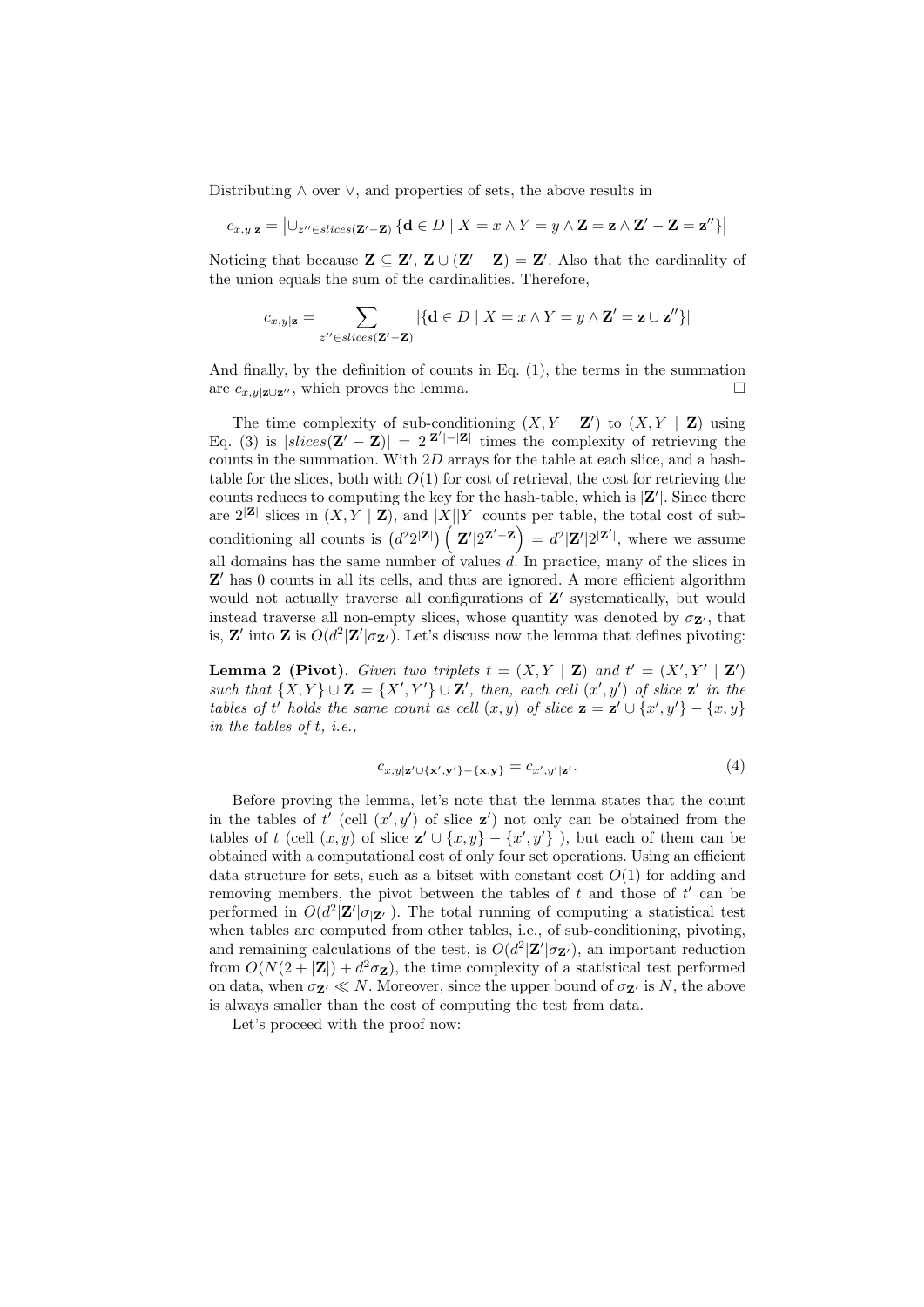Distributing $\wedge$ over $\vee$, and properties of sets, the above results in

$$c_{x,y|\mathbf{z}} = \left|\cup_{z'' \in slices(\mathbf{Z}'-\mathbf{Z})} \{\mathbf{d} \in D \mid X = x \wedge Y = y \wedge \mathbf{Z} = \mathbf{z} \wedge \mathbf{Z}' - \mathbf{Z} = \mathbf{z}''\}\right|$$

Noticing that because $\mathbf{Z} \subseteq \mathbf{Z}'$, $\mathbf{Z} \cup (\mathbf{Z}' - \mathbf{Z}) = \mathbf{Z}'$. Also that the cardinality of the union equals the sum of the cardinalities. Therefore,

$$c_{x,y|\mathbf{z}} = \sum_{z'' \in slices(\mathbf{Z}'-\mathbf{Z})} |\{\mathbf{d} \in D \mid X = x \wedge Y = y \wedge \mathbf{Z}' = \mathbf{z} \cup \mathbf{z}''\}|$$

And finally, by the definition of counts in Eq. (1), the terms in the summation are $c_{x,y|\mathbf{z} \cup \mathbf{z}''}$, which proves the lemma. $\square$

The time complexity of sub-conditioning $(X, Y \mid \mathbf{Z}')$ to $(X, Y \mid \mathbf{Z})$ using Eq. (3) is $|slices(\mathbf{Z}' - \mathbf{Z})| = 2^{|\mathbf{Z}'|-|\mathbf{Z}|}$ times the complexity of retrieving the counts in the summation. With $2D$ arrays for the table at each slice, and a hash-table for the slices, both with $O(1)$ for cost of retrieval, the cost for retrieving the counts reduces to computing the key for the hash-table, which is $|\mathbf{Z}'|$. Since there are $2^{|\mathbf{Z}|}$ slices in $(X, Y \mid \mathbf{Z})$, and $|X||Y|$ counts per table, the total cost of sub-conditioning all counts is $\left(d^2 2^{|\mathbf{Z}|}\right)\left(|\mathbf{Z}'| 2^{\mathbf{Z}'-\mathbf{Z}}\right) = d^2 |\mathbf{Z}'| 2^{|\mathbf{Z}'|}$, where we assume all domains has the same number of values $d$. In practice, many of the slices in $\mathbf{Z}'$ has 0 counts in all its cells, and thus are ignored. A more efficient algorithm would not actually traverse all configurations of $\mathbf{Z}'$ systematically, but would instead traverse all non-empty slices, whose quantity was denoted by $\sigma_{\mathbf{Z}'}$, that is, $\mathbf{Z}'$ into $\mathbf{Z}$ is $O(d^2 |\mathbf{Z}'| \sigma_{\mathbf{Z}'})$. Let's discuss now the lemma that defines pivoting:

**Lemma 2 (Pivot).** *Given two triplets $t = (X, Y \mid \mathbf{Z})$ and $t' = (X', Y' \mid \mathbf{Z}')$ such that $\{X, Y\} \cup \mathbf{Z} = \{X', Y'\} \cup \mathbf{Z}'$, then, each cell $(x', y')$ of slice $\mathbf{z}'$ in the tables of $t'$ holds the same count as cell $(x, y)$ of slice $\mathbf{z} = \mathbf{z}' \cup \{x', y'\} - \{x, y\}$ in the tables of $t$, i.e.,*

$$c_{x,y|\mathbf{z}' \cup \{\mathbf{x}',\mathbf{y}'\} - \{\mathbf{x},\mathbf{y}\}} = c_{x',y'|\mathbf{z}'}. \tag{4}$$

Before proving the lemma, let's note that the lemma states that the count in the tables of $t'$ (cell $(x', y')$ of slice $\mathbf{z}'$) not only can be obtained from the tables of $t$ (cell $(x, y)$ of slice $\mathbf{z}' \cup \{x, y\} - \{x', y'\}$ ), but each of them can be obtained with a computational cost of only four set operations. Using an efficient data structure for sets, such as a bitset with constant cost $O(1)$ for adding and removing members, the pivot between the tables of $t$ and those of $t'$ can be performed in $O(d^2 |\mathbf{Z}'| \sigma_{|\mathbf{Z}'|})$. The total running of computing a statistical test when tables are computed from other tables, i.e., of sub-conditioning, pivoting, and remaining calculations of the test, is $O(d^2 |\mathbf{Z}'| \sigma_{\mathbf{Z}'})$, an important reduction from $O(N(2 + |\mathbf{Z}|) + d^2 \sigma_{\mathbf{Z}})$, the time complexity of a statistical test performed on data, when $\sigma_{\mathbf{Z}'} \ll N$. Moreover, since the upper bound of $\sigma_{\mathbf{Z}'}$ is $N$, the above is always smaller than the cost of computing the test from data.

Let's proceed with the proof now: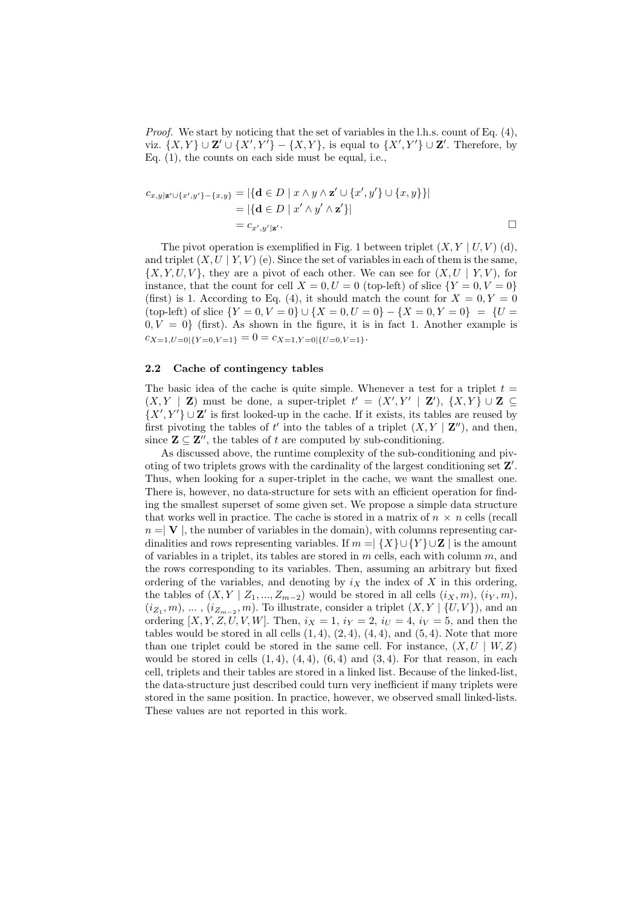*Proof.* We start by noticing that the set of variables in the l.h.s. count of Eq. (4), viz. $\{X, Y\} \cup \mathbf{Z}' \cup \{X', Y'\} - \{X, Y\}$, is equal to $\{X', Y'\} \cup \mathbf{Z}'$. Therefore, by Eq. (1), the counts on each side must be equal, i.e.,

$$
\begin{aligned}
c_{x,y|\mathbf{z}' \cup \{x',y'\} - \{x,y\}} &= |\{\mathbf{d} \in D \mid x \wedge y \wedge \mathbf{z}' \cup \{x', y'\} \cup \{x, y\}\}| \\
&= |\{\mathbf{d} \in D \mid x' \wedge y' \wedge \mathbf{z}'\}| \\
&= c_{x',y'|\mathbf{z}'}.
\end{aligned}
$$

$\square$

The pivot operation is exemplified in Fig. 1 between triplet $(X, Y \mid U, V)$ (d), and triplet $(X, U \mid Y, V)$ (e). Since the set of variables in each of them is the same, $\{X, Y, U, V\}$, they are a pivot of each other. We can see for $(X, U \mid Y, V)$, for instance, that the count for cell $X = 0, U = 0$ (top-left) of slice $\{Y = 0, V = 0\}$ (first) is 1. According to Eq. (4), it should match the count for $X = 0, Y = 0$ (top-left) of slice $\{Y = 0, V = 0\} \cup \{X = 0, U = 0\} - \{X = 0, Y = 0\} = \{U = 0, V = 0\}$ (first). As shown in the figure, it is in fact 1. Another example is $c_{X=1,U=0|\{Y=0,V=1\}} = 0 = c_{X=1,Y=0|\{U=0,V=1\}}$.

### 2.2 Cache of contingency tables

The basic idea of the cache is quite simple. Whenever a test for a triplet $t = (X, Y \mid \mathbf{Z})$ must be done, a super-triplet $t' = (X', Y' \mid \mathbf{Z}')$, $\{X, Y\} \cup \mathbf{Z} \subseteq \{X', Y'\} \cup \mathbf{Z}'$ is first looked-up in the cache. If it exists, its tables are reused by first pivoting the tables of $t'$ into the tables of a triplet $(X, Y \mid \mathbf{Z}'')$, and then, since $\mathbf{Z} \subseteq \mathbf{Z}''$, the tables of $t$ are computed by sub-conditioning.

As discussed above, the runtime complexity of the sub-conditioning and pivoting of two triplets grows with the cardinality of the largest conditioning set $\mathbf{Z}'$. Thus, when looking for a super-triplet in the cache, we want the smallest one. There is, however, no data-structure for sets with an efficient operation for finding the smallest superset of some given set. We propose a simple data structure that works well in practice. The cache is stored in a matrix of $n \times n$ cells (recall $n = |\mathbf{V}|$, the number of variables in the domain), with columns representing cardinalities and rows representing variables. If $m = |\{X\} \cup \{Y\} \cup \mathbf{Z}|$ is the amount of variables in a triplet, its tables are stored in $m$ cells, each with column $m$, and the rows corresponding to its variables. Then, assuming an arbitrary but fixed ordering of the variables, and denoting by $i_X$ the index of $X$ in this ordering, the tables of $(X, Y \mid Z_1, ..., Z_{m-2})$ would be stored in all cells $(i_X, m)$, $(i_Y, m)$, $(i_{Z_1}, m)$, ... , $(i_{Z_{m-2}}, m)$. To illustrate, consider a triplet $(X, Y \mid \{U, V\})$, and an ordering $[X, Y, Z, U, V, W]$. Then, $i_X = 1$, $i_Y = 2$, $i_U = 4$, $i_V = 5$, and then the tables would be stored in all cells $(1, 4)$, $(2, 4)$, $(4, 4)$, and $(5, 4)$. Note that more than one triplet could be stored in the same cell. For instance, $(X, U \mid W, Z)$ would be stored in cells $(1, 4)$, $(4, 4)$, $(6, 4)$ and $(3, 4)$. For that reason, in each cell, triplets and their tables are stored in a linked list. Because of the linked-list, the data-structure just described could turn very inefficient if many triplets were stored in the same position. In practice, however, we observed small linked-lists. These values are not reported in this work.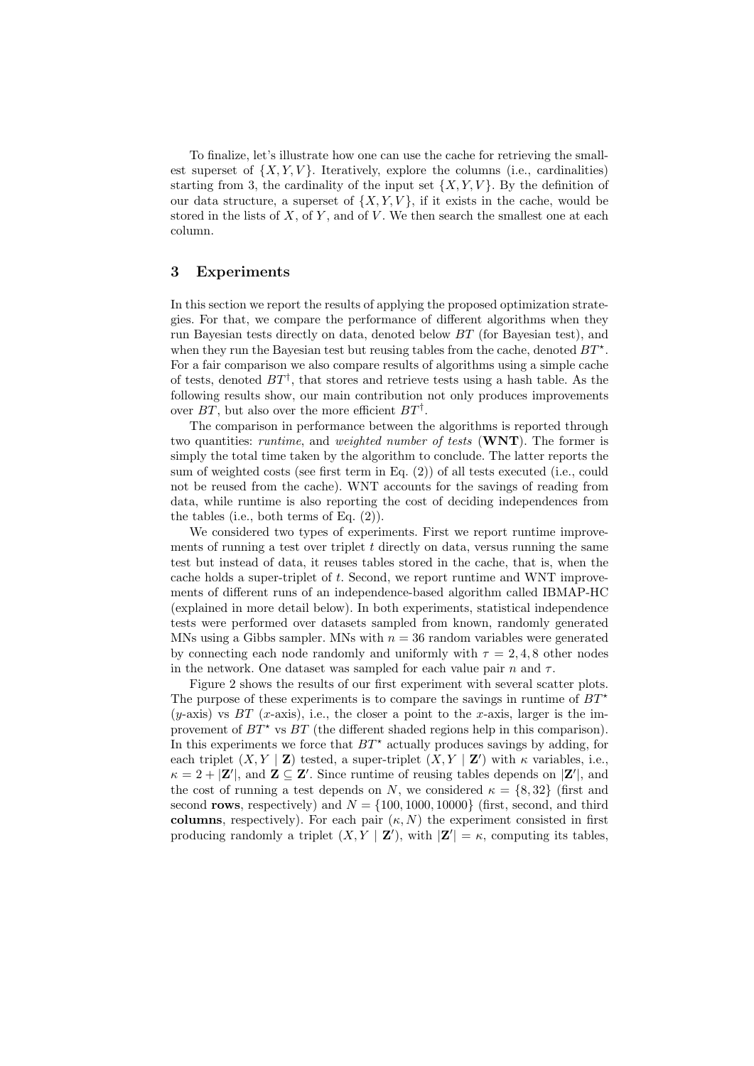To finalize, let's illustrate how one can use the cache for retrieving the smallest superset of $\{X, Y, V\}$. Iteratively, explore the columns (i.e., cardinalities) starting from 3, the cardinality of the input set $\{X, Y, V\}$. By the definition of our data structure, a superset of $\{X, Y, V\}$, if it exists in the cache, would be stored in the lists of $X$, of $Y$, and of $V$. We then search the smallest one at each column.

## 3 Experiments

In this section we report the results of applying the proposed optimization strategies. For that, we compare the performance of different algorithms when they run Bayesian tests directly on data, denoted below $BT$ (for Bayesian test), and when they run the Bayesian test but reusing tables from the cache, denoted $BT^{\star}$. For a fair comparison we also compare results of algorithms using a simple cache of tests, denoted $BT^{\dagger}$, that stores and retrieve tests using a hash table. As the following results show, our main contribution not only produces improvements over $BT$, but also over the more efficient $BT^{\dagger}$.

The comparison in performance between the algorithms is reported through two quantities: *runtime*, and *weighted number of tests* (**WNT**). The former is simply the total time taken by the algorithm to conclude. The latter reports the sum of weighted costs (see first term in Eq. (2)) of all tests executed (i.e., could not be reused from the cache). WNT accounts for the savings of reading from data, while runtime is also reporting the cost of deciding independences from the tables (i.e., both terms of Eq. (2)).

We considered two types of experiments. First we report runtime improvements of running a test over triplet $t$ directly on data, versus running the same test but instead of data, it reuses tables stored in the cache, that is, when the cache holds a super-triplet of $t$. Second, we report runtime and WNT improvements of different runs of an independence-based algorithm called IBMAP-HC (explained in more detail below). In both experiments, statistical independence tests were performed over datasets sampled from known, randomly generated MNs using a Gibbs sampler. MNs with $n = 36$ random variables were generated by connecting each node randomly and uniformly with $\tau = 2, 4, 8$ other nodes in the network. One dataset was sampled for each value pair $n$ and $\tau$.

Figure 2 shows the results of our first experiment with several scatter plots. The purpose of these experiments is to compare the savings in runtime of $BT^{\star}$ ($y$-axis) vs $BT$ ($x$-axis), i.e., the closer a point to the $x$-axis, larger is the improvement of $BT^{\star}$ vs $BT$ (the different shaded regions help in this comparison). In this experiments we force that $BT^{\star}$ actually produces savings by adding, for each triplet $(X, Y \mid \mathbf{Z})$ tested, a super-triplet $(X, Y \mid \mathbf{Z}')$ with $\kappa$ variables, i.e., $\kappa = 2 + |\mathbf{Z}'|$, and $\mathbf{Z} \subseteq \mathbf{Z}'$. Since runtime of reusing tables depends on $|\mathbf{Z}'|$, and the cost of running a test depends on $N$, we considered $\kappa = \{8, 32\}$ (first and second **rows**, respectively) and $N = \{100, 1000, 10000\}$ (first, second, and third **columns**, respectively). For each pair $(\kappa, N)$ the experiment consisted in first producing randomly a triplet $(X, Y \mid \mathbf{Z}')$, with $|\mathbf{Z}'| = \kappa$, computing its tables,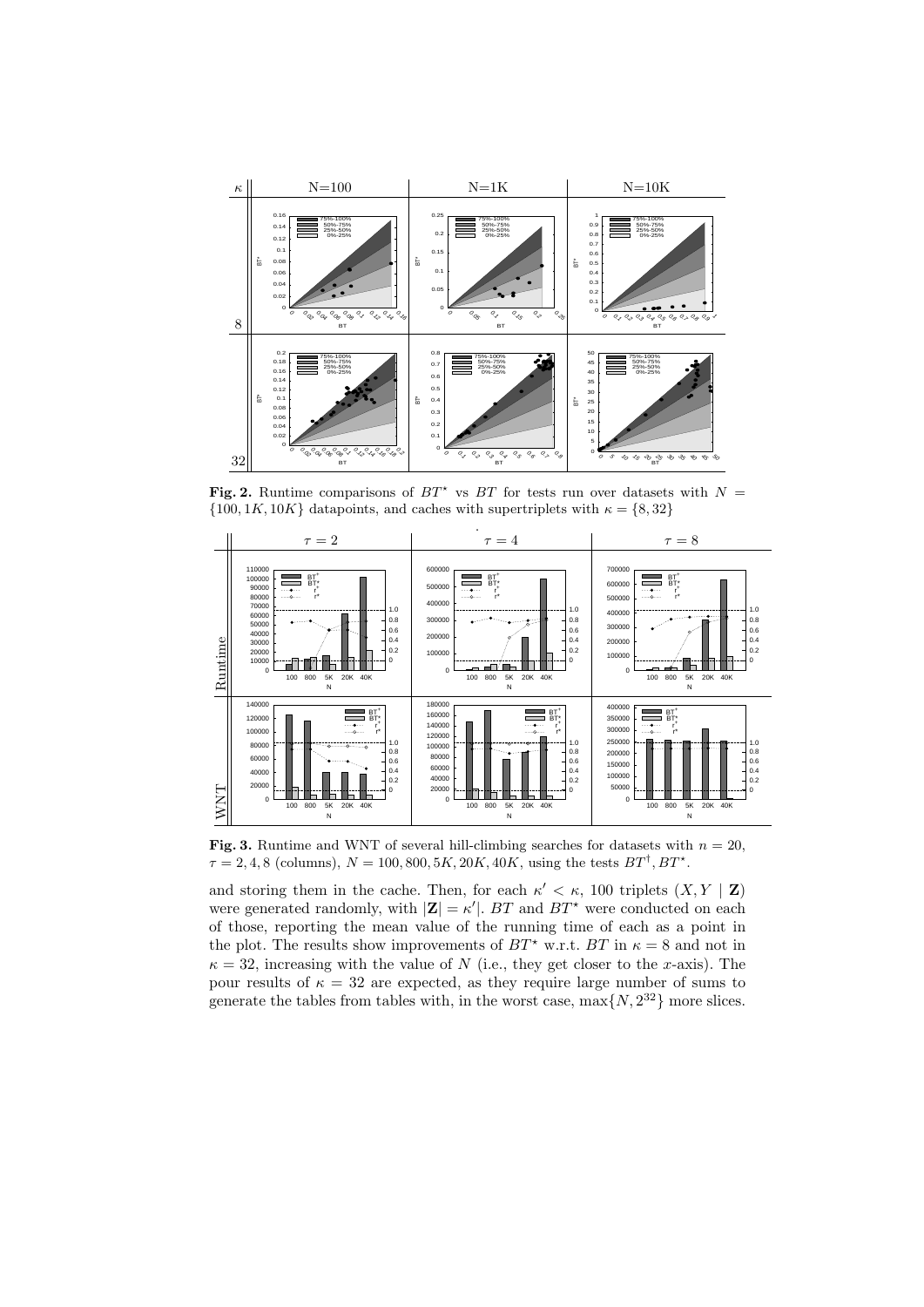**Fig. 2.** Runtime comparisons of $BT^{\star}$ vs $BT$ for tests run over datasets with $N = \{100, 1K, 10K\}$ datapoints, and caches with supertriplets with $\kappa = \{8, 32\}$

**Fig. 3.** Runtime and WNT of several hill-climbing searches for datasets with $n = 20$, $\tau = 2, 4, 8$ (columns), $N = 100, 800, 5K, 20K, 40K$, using the tests $BT^{\dagger}, BT^{\star}$.

and storing them in the cache. Then, for each $\kappa' < \kappa$, 100 triplets $(X, Y \mid \mathbf{Z})$ were generated randomly, with $|\mathbf{Z}| = \kappa'|$. $BT$ and $BT^{\star}$ were conducted on each of those, reporting the mean value of the running time of each as a point in the plot. The results show improvements of $BT^{\star}$ w.r.t. $BT$ in $\kappa = 8$ and not in $\kappa = 32$, increasing with the value of $N$ (i.e., they get closer to the $x$-axis). The pour results of $\kappa = 32$ are expected, as they require large number of sums to generate the tables from tables with, in the worst case, $\max\{N, 2^{32}\}$ more slices.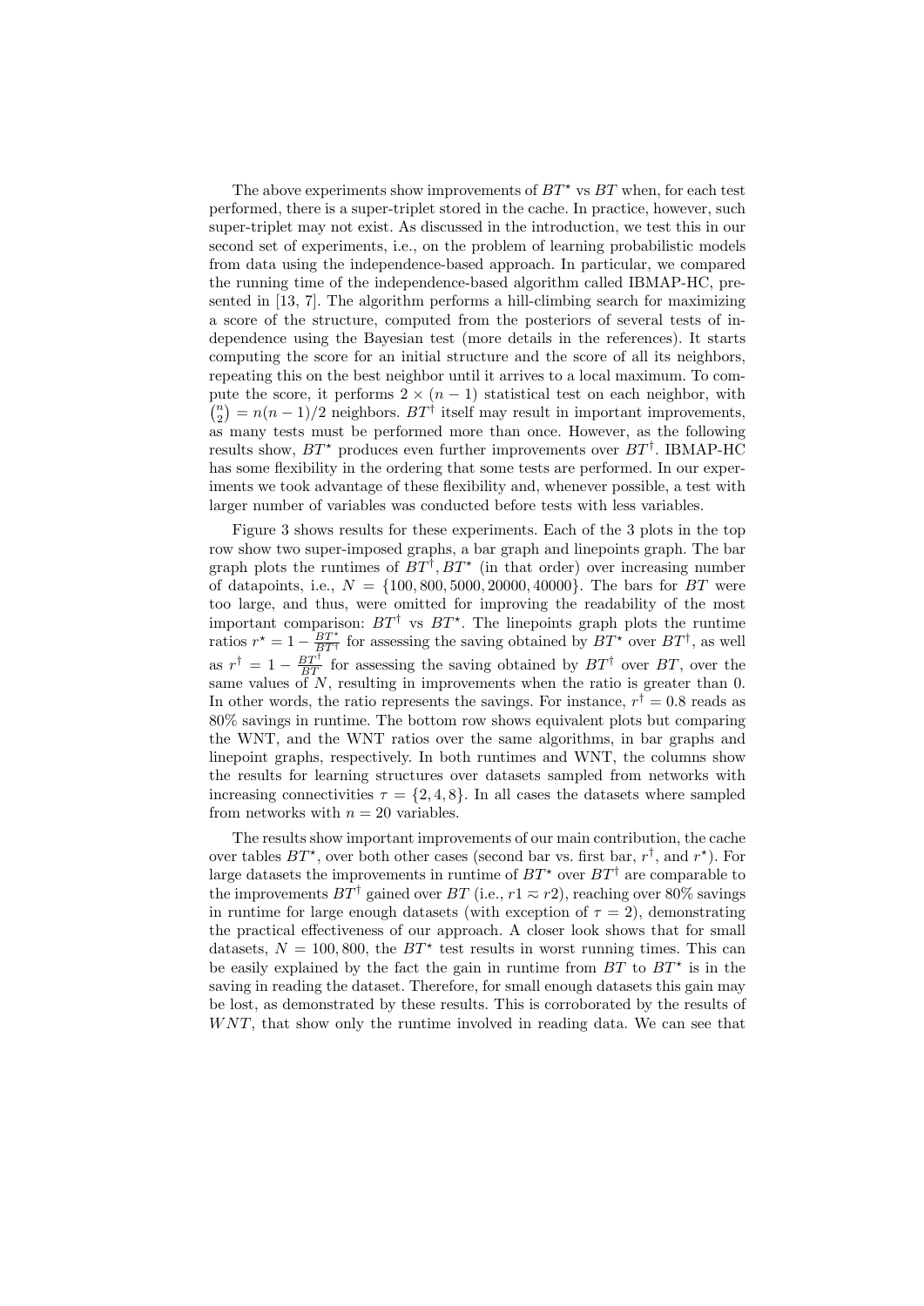The above experiments show improvements of $BT^\star$ vs $BT$ when, for each test performed, there is a super-triplet stored in the cache. In practice, however, such super-triplet may not exist. As discussed in the introduction, we test this in our second set of experiments, i.e., on the problem of learning probabilistic models from data using the independence-based approach. In particular, we compared the running time of the independence-based algorithm called IBMAP-HC, presented in [13, 7]. The algorithm performs a hill-climbing search for maximizing a score of the structure, computed from the posteriors of several tests of independence using the Bayesian test (more details in the references). It starts computing the score for an initial structure and the score of all its neighbors, repeating this on the best neighbor until it arrives to a local maximum. To compute the score, it performs $2 \times (n-1)$ statistical test on each neighbor, with $\binom{n}{2} = n(n-1)/2$ neighbors. $BT^\dagger$ itself may result in important improvements, as many tests must be performed more than once. However, as the following results show, $BT^\star$ produces even further improvements over $BT^\dagger$. IBMAP-HC has some flexibility in the ordering that some tests are performed. In our experiments we took advantage of these flexibility and, whenever possible, a test with larger number of variables was conducted before tests with less variables.

Figure 3 shows results for these experiments. Each of the 3 plots in the top row show two super-imposed graphs, a bar graph and linepoints graph. The bar graph plots the runtimes of $BT^\dagger, BT^\star$ (in that order) over increasing number of datapoints, i.e., $N = \{100, 800, 5000, 20000, 40000\}$. The bars for $BT$ were too large, and thus, were omitted for improving the readability of the most important comparison: $BT^\dagger$ vs $BT^\star$. The linepoints graph plots the runtime ratios $r^\star = 1 - \frac{BT^\star}{BT^\dagger}$ for assessing the saving obtained by $BT^\star$ over $BT^\dagger$, as well as $r^\dagger = 1 - \frac{BT^\dagger}{BT}$ for assessing the saving obtained by $BT^\dagger$ over $BT$, over the same values of $N$, resulting in improvements when the ratio is greater than 0. In other words, the ratio represents the savings. For instance, $r^\dagger = 0.8$ reads as 80% savings in runtime. The bottom row shows equivalent plots but comparing the WNT, and the WNT ratios over the same algorithms, in bar graphs and linepoint graphs, respectively. In both runtimes and WNT, the columns show the results for learning structures over datasets sampled from networks with increasing connectivities $\tau = \{2, 4, 8\}$. In all cases the datasets where sampled from networks with $n = 20$ variables.

The results show important improvements of our main contribution, the cache over tables $BT^\star$, over both other cases (second bar vs. first bar, $r^\dagger$, and $r^\star$). For large datasets the improvements in runtime of $BT^\star$ over $BT^\dagger$ are comparable to the improvements $BT^\dagger$ gained over $BT$ (i.e., $r1 \approx r2$), reaching over 80% savings in runtime for large enough datasets (with exception of $\tau = 2$), demonstrating the practical effectiveness of our approach. A closer look shows that for small datasets, $N = 100, 800$, the $BT^\star$ test results in worst running times. This can be easily explained by the fact the gain in runtime from $BT$ to $BT^\star$ is in the saving in reading the dataset. Therefore, for small enough datasets this gain may be lost, as demonstrated by these results. This is corroborated by the results of $WNT$, that show only the runtime involved in reading data. We can see that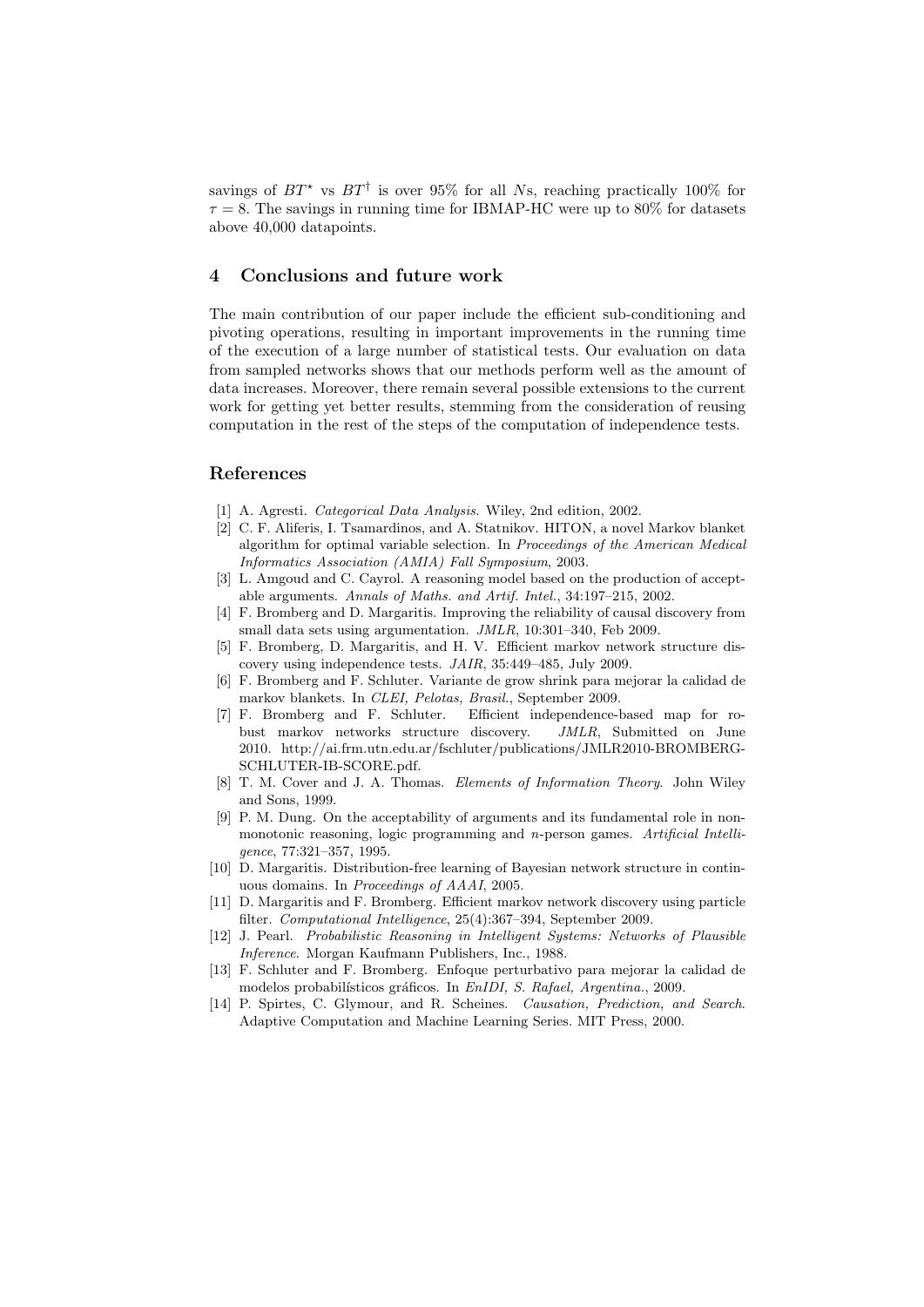savings of $BT^\star$ vs $BT^\dagger$ is over 95% for all $N$s, reaching practically 100% for $\tau = 8$. The savings in running time for IBMAP-HC were up to 80% for datasets above 40,000 datapoints.

## 4 Conclusions and future work

The main contribution of our paper include the efficient sub-conditioning and pivoting operations, resulting in important improvements in the running time of the execution of a large number of statistical tests. Our evaluation on data from sampled networks shows that our methods perform well as the amount of data increases. Moreover, there remain several possible extensions to the current work for getting yet better results, stemming from the consideration of reusing computation in the rest of the steps of the computation of independence tests.

## References

1. [1] A. Agresti. *Categorical Data Analysis*. Wiley, 2nd edition, 2002.
2. [2] C. F. Aliferis, I. Tsamardinos, and A. Statnikov. HITON, a novel Markov blanket algorithm for optimal variable selection. In *Proceedings of the American Medical Informatics Association (AMIA) Fall Symposium*, 2003.
3. [3] L. Amgoud and C. Cayrol. A reasoning model based on the production of acceptable arguments. *Annals of Maths. and Artif. Intel.*, 34:197–215, 2002.
4. [4] F. Bromberg and D. Margaritis. Improving the reliability of causal discovery from small data sets using argumentation. *JMLR*, 10:301–340, Feb 2009.
5. [5] F. Bromberg, D. Margaritis, and H. V. Efficient markov network structure discovery using independence tests. *JAIR*, 35:449–485, July 2009.
6. [6] F. Bromberg and F. Schluter. Variante de grow shrink para mejorar la calidad de markov blankets. In *CLEI, Pelotas, Brasil.*, September 2009.
7. [7] F. Bromberg and F. Schluter. Efficient independence-based map for robust markov networks structure discovery. *JMLR*, Submitted on June 2010. http://ai.frm.utn.edu.ar/fschluter/publications/JMLR2010-BROMBERG-SCHLUTER-IB-SCORE.pdf.
8. [8] T. M. Cover and J. A. Thomas. *Elements of Information Theory*. John Wiley and Sons, 1999.
9. [9] P. M. Dung. On the acceptability of arguments and its fundamental role in nonmonotonic reasoning, logic programming and $n$-person games. *Artificial Intelligence*, 77:321–357, 1995.
10. [10] D. Margaritis. Distribution-free learning of Bayesian network structure in continuous domains. In *Proceedings of AAAI*, 2005.
11. [11] D. Margaritis and F. Bromberg. Efficient markov network discovery using particle filter. *Computational Intelligence*, 25(4):367–394, September 2009.
12. [12] J. Pearl. *Probabilistic Reasoning in Intelligent Systems: Networks of Plausible Inference*. Morgan Kaufmann Publishers, Inc., 1988.
13. [13] F. Schluter and F. Bromberg. Enfoque perturbativo para mejorar la calidad de modelos probabilísticos gráficos. In *EnIDI, S. Rafael, Argentina.*, 2009.
14. [14] P. Spirtes, C. Glymour, and R. Scheines. *Causation, Prediction, and Search*. Adaptive Computation and Machine Learning Series. MIT Press, 2000.